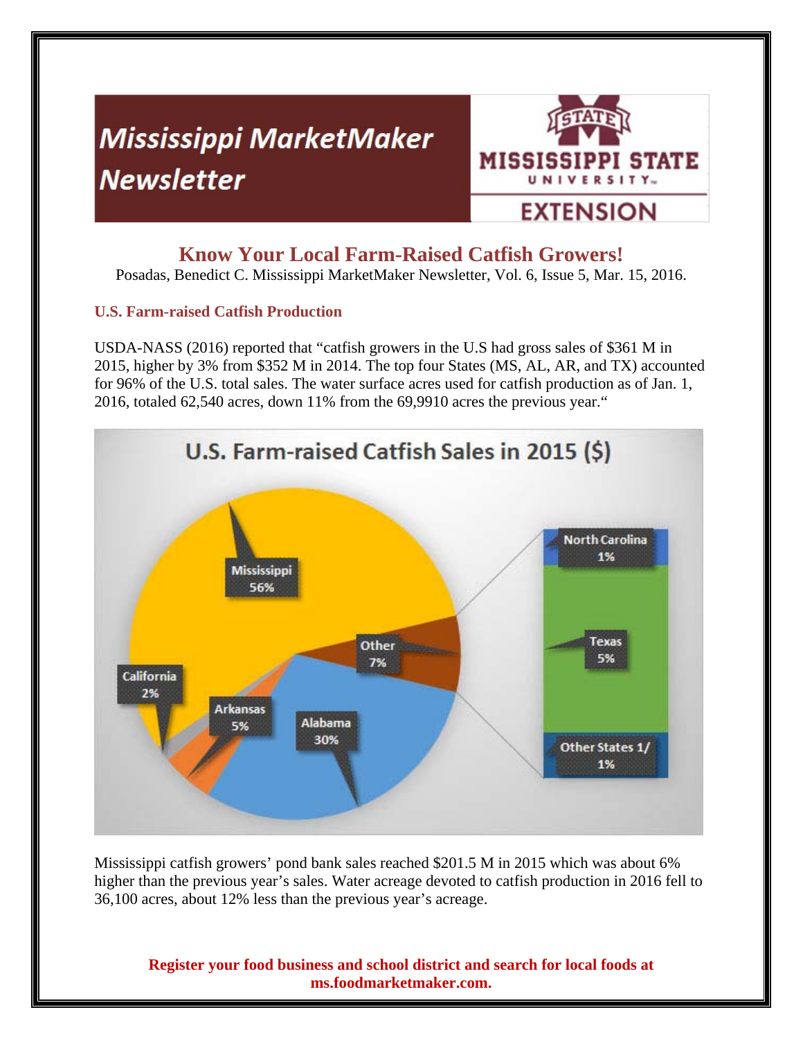# Mississippi MarketMaker Newsletter

MISSISSIPPI STATE UNIVERSITY EXTENSION

## Know Your Local Farm-Raised Catfish Growers!

Posadas, Benedict C. Mississippi MarketMaker Newsletter, Vol. 6, Issue 5, Mar. 15, 2016.

### U.S. Farm-raised Catfish Production

USDA-NASS (2016) reported that "catfish growers in the U.S had gross sales of $361 M in 2015, higher by 3% from $352 M in 2014. The top four States (MS, AL, AR, and TX) accounted for 96% of the U.S. total sales. The water surface acres used for catfish production as of Jan. 1, 2016, totaled 62,540 acres, down 11% from the 69,9910 acres the previous year."

**U.S. Farm-raised Catfish Sales in 2015 ($)**

| State | Share |
|---|---|
| Mississippi | 56% |
| Alabama | 30% |
| Arkansas | 5% |
| California | 2% |
| Other | 7% |
| North Carolina | 1% |
| Texas | 5% |
| Other States 1/ | 1% |

Mississippi catfish growers' pond bank sales reached $201.5 M in 2015 which was about 6% higher than the previous year's sales. Water acreage devoted to catfish production in 2016 fell to 36,100 acres, about 12% less than the previous year's acreage.

**Register your food business and school district and search for local foods at ms.foodmarketmaker.com.**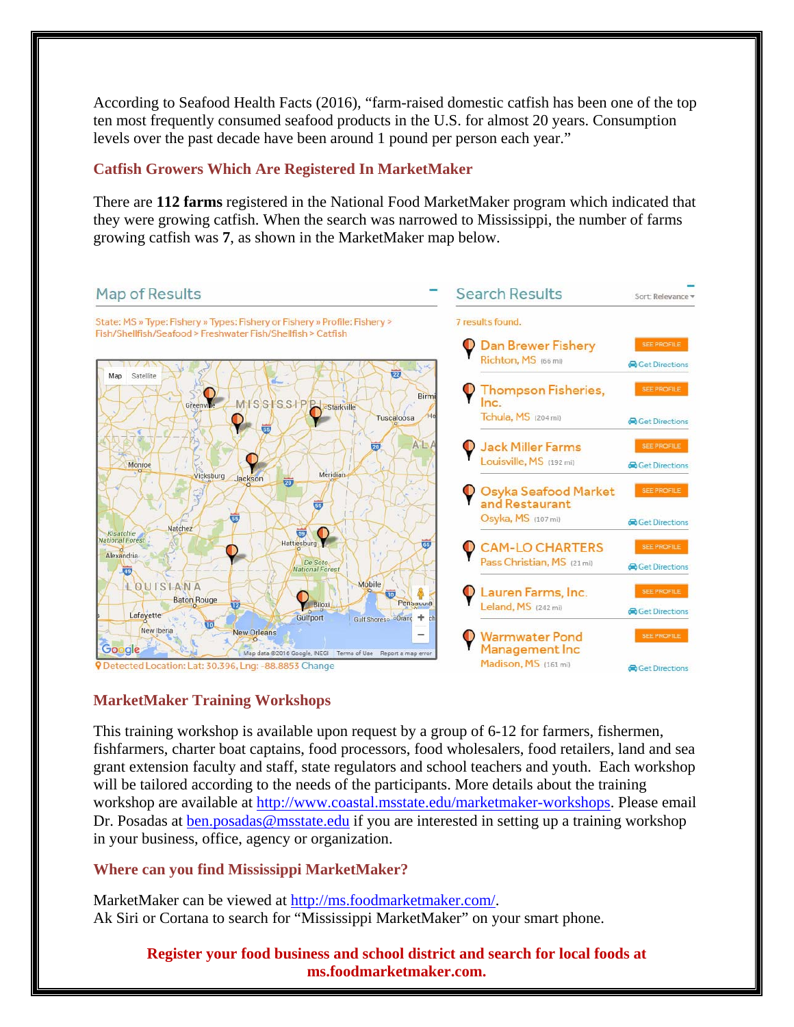According to Seafood Health Facts (2016), “farm-raised domestic catfish has been one of the top ten most frequently consumed seafood products in the U.S. for almost 20 years. Consumption levels over the past decade have been around 1 pound per person each year.”

### Catfish Growers Which Are Registered In MarketMaker

There are **112 farms** registered in the National Food MarketMaker program which indicated that they were growing catfish. When the search was narrowed to Mississippi, the number of farms growing catfish was **7**, as shown in the MarketMaker map below.

Map of Results

State: MS » Type: Fishery » Types: Fishery or Fishery » Profile: Fishery > Fish/Shellfish/Seafood > Freshwater Fish/Shellfish > Catfish

Detected Location: Lat: 30.396, Lng: -88.8853 Change

Search Results

Sort: Relevance

7 results found.

Dan Brewer Fishery
Richton, MS (66 mi)

Thompson Fisheries, Inc.
Tchula, MS (204 mi)

Jack Miller Farms
Louisville, MS (192 mi)

Osyka Seafood Market and Restaurant
Osyka, MS (107 mi)

CAM-LO CHARTERS
Pass Christian, MS (21 mi)

Lauren Farms, Inc.
Leland, MS (242 mi)

Warmwater Pond Management Inc
Madison, MS (161 mi)

### MarketMaker Training Workshops

This training workshop is available upon request by a group of 6-12 for farmers, fishermen, fishfarmers, charter boat captains, food processors, food wholesalers, food retailers, land and sea grant extension faculty and staff, state regulators and school teachers and youth. Each workshop will be tailored according to the needs of the participants. More details about the training workshop are available at http://www.coastal.msstate.edu/marketmaker-workshops. Please email Dr. Posadas at ben.posadas@msstate.edu if you are interested in setting up a training workshop in your business, office, agency or organization.

### Where can you find Mississippi MarketMaker?

MarketMaker can be viewed at http://ms.foodmarketmaker.com/.
Ak Siri or Cortana to search for “Mississippi MarketMaker” on your smart phone.

**Register your food business and school district and search for local foods at ms.foodmarketmaker.com.**